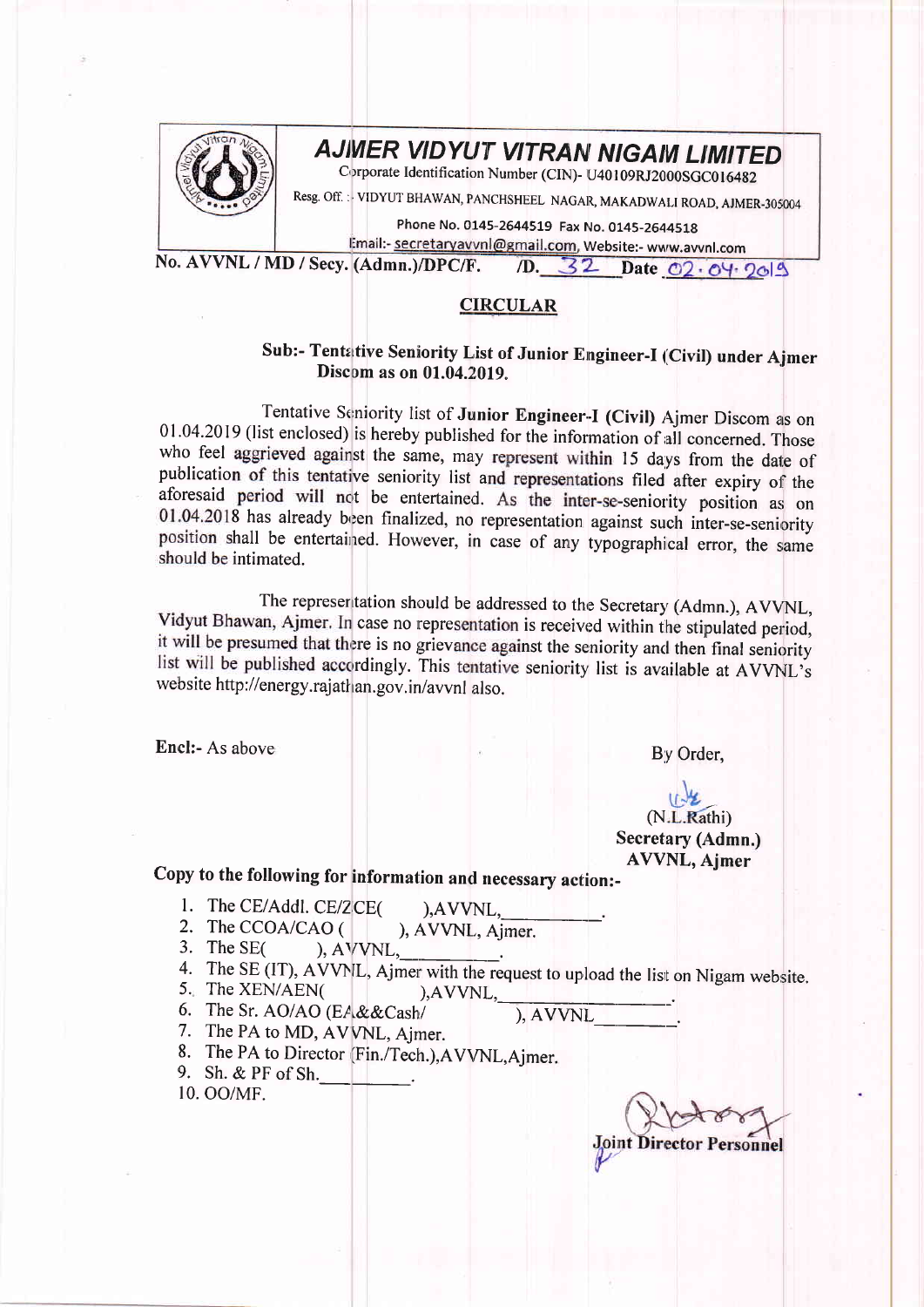# AJMER VIDYUT VITRAN NIGAM LIMITED

Corporate Identification Number (CIN)- U40109RJ2000SGC016482

Resg. Off. : VIDYUT BHAWAN, PANCHSHEEL NAGAR, MAKADWALI ROAD, AJMER-305004

Phone No. 0145-2644519 Fax No. 0145-2644518

Email:- secretaryavvnl@gmail.com, Website:- www.avvnl.com

No. AVVNL / MD / Secy. (Admn.)/DPC/F. /D. 32 Date 02.04.2019

## CIRCULAR

**Sub:- Tentative Seniority List of Junior Engineer-I (Civil) under Ajmer Discom as on 01.04.2019.**

Tentative Seniority list of **Junior Engineer-I (Civil)** Ajmer Discom as on 01.04.2019 (list enclosed) is hereby published for the information of all concerned. Those who feel aggrieved against the same, may represent within 15 days from the date of publication of this tentative seniority list and representations filed after expiry of the aforesaid period will not be entertained. As the inter-se-seniority position as on 01.04.2018 has already been finalized, no representation against such inter-se-seniority position shall be entertained. However, in case of any typographical error, the same should be intimated.

The representation should be addressed to the Secretary (Admn.), AVVNL, Vidyut Bhawan, Ajmer. In case no representation is received within the stipulated period, it will be presumed that there is no grievance against the seniority and then final seniority list will be published accordingly. This tentative seniority list is available at AVVNL's website http://energy.rajasthan.gov.in/avvnl also.

**Encl:-** As above

By Order,

(N.L.Rathi)
**Secretary (Admn.)**
**AVVNL, Ajmer**

**Copy to the following for information and necessary action:-**

1. The CE/Addl. CE/ZCE( ),AVVNL,__________.
2. The CCOA/CAO ( ), AVVNL, Ajmer.
3. The SE( ), AVVNL,__________.
4. The SE (IT), AVVNL, Ajmer with the request to upload the list on Nigam website.
5. The XEN/AEN( ),AVVNL,__________________.
6. The Sr. AO/AO (EA&&Cash/ ), AVVNL________.
7. The PA to MD, AVVNL, Ajmer.
8. The PA to Director (Fin./Tech.),AVVNL,Ajmer.
9. Sh. & PF of Sh.__________.
10. OO/MF.

**Joint Director Personnel**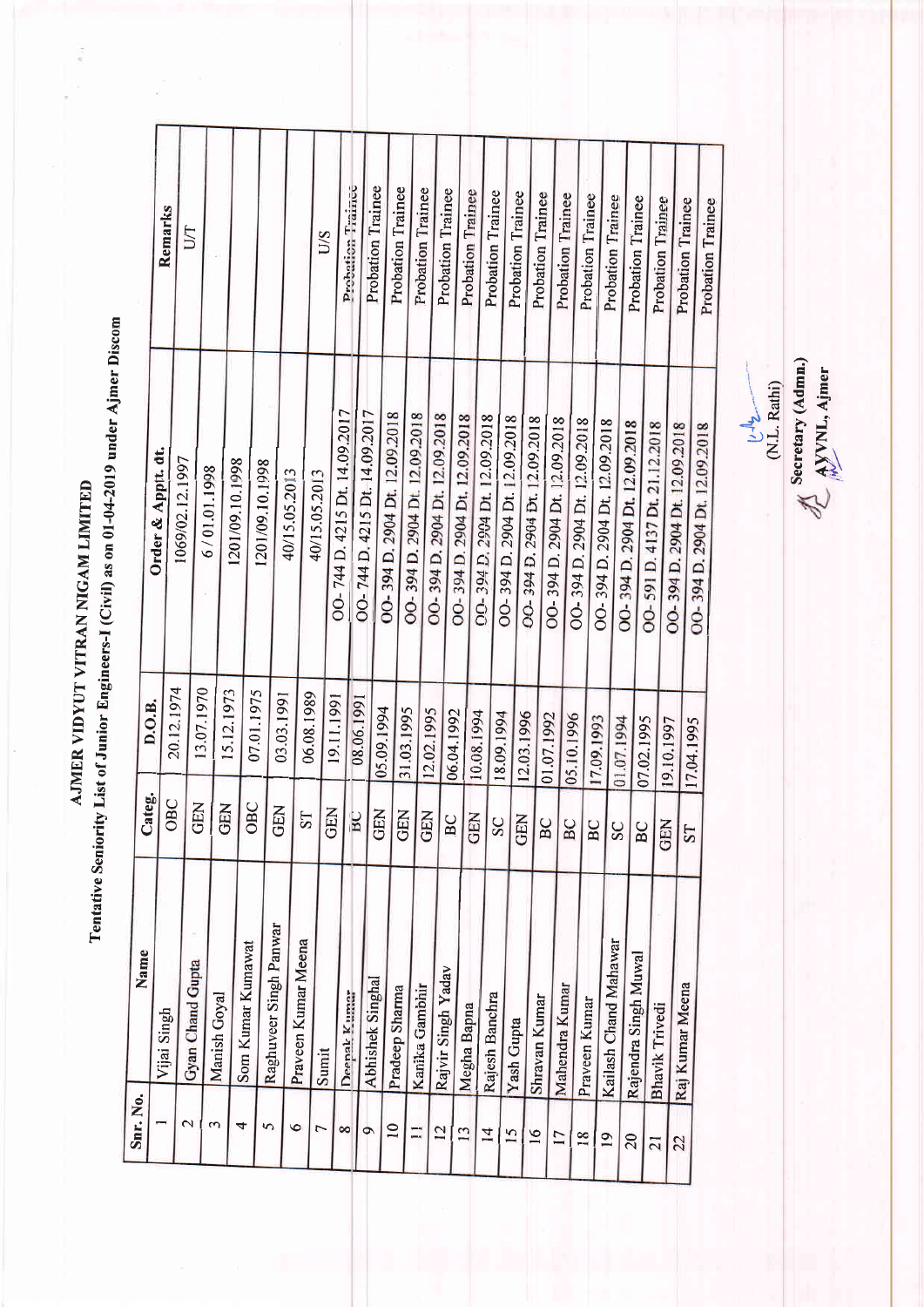# AJMER VIDYUT VITRAN NIGAM LIMITED

## Tentative Seniority List of Junior Engineers-I (Civil) as on 01-04-2019 under Ajmer Discom

| Snr. No. | Name | Categ. | D.O.B. | Order & Apptt. dt. | Remarks |
|---|---|---|---|---|---|
| 1 | Vijai Singh | OBC | 20.12.1974 | 1069/02.12.1997 | U/T |
| 2 | Gyan Chand Gupta | GEN | 13.07.1970 | 6 / 01.01.1998 | |
| 3 | Manish Goyal | GEN | 15.12.1973 | 1201/09.10.1998 | |
| 4 | Som Kumar Kumawat | OBC | 07.01.1975 | 1201/09.10.1998 | |
| 5 | Raghuveer Singh Panwar | GEN | 03.03.1991 | 40/15.05.2013 | |
| 6 | Praveen Kumar Meena | ST | 06.08.1989 | 40/15.05.2013 | |
| 7 | Sumit | GEN | 19.11.1991 | OO- 744 D. 4215 Dt. 14.09.2017 | U/S |
| 8 | Deepak Kumar | BC | 08.06.1991 | OO- 744 D. 4215 Dt. 14.09.2017 | Probation Trainee |
| 9 | Abhishek Singhal | GEN | 05.09.1994 | OO- 394 D. 2904 Dt. 12.09.2018 | Probation Trainee |
| 10 | Pradeep Sharma | GEN | 31.03.1995 | OO- 394 D. 2904 Dt. 12.09.2018 | Probation Trainee |
| 11 | Kanika Gambhir | GEN | 12.02.1995 | OO- 394 D. 2904 Dt. 12.09.2018 | Probation Trainee |
| 12 | Rajvir Singh Yadav | BC | 06.04.1992 | OO- 394 D. 2904 Dt. 12.09.2018 | Probation Trainee |
| 13 | Megha Bapna | GEN | 10.08.1994 | OO- 394 D. 2904 Dt. 12.09.2018 | Probation Trainee |
| 14 | Rajesh Banchra | SC | 18.09.1994 | OO- 394 D. 2904 Dt. 12.09.2018 | Probation Trainee |
| 15 | Yash Gupta | GEN | 12.03.1996 | OO- 394 D. 2904 Dt. 12.09.2018 | Probation Trainee |
| 16 | Shravan Kumar | BC | 01.07.1992 | OO- 394 D. 2904 Dt. 12.09.2018 | Probation Trainee |
| 17 | Mahendra Kumar | BC | 05.10.1996 | OO- 394 D. 2904 Dt. 12.09.2018 | Probation Trainee |
| 18 | Praveen Kumar | BC | 17.09.1993 | OO- 394 D. 2904 Dt. 12.09.2018 | Probation Trainee |
| 19 | Kailash Chand Mahawar | SC | 01.07.1994 | OO- 394 D. 2904 Dt. 12.09.2018 | Probation Trainee |
| 20 | Rajendra Singh Muwal | BC | 07.02.1995 | OO- 394 D. 2904 Dt. 12.09.2018 | Probation Trainee |
| 21 | Bhavik Trivedi | GEN | 19.10.1997 | OO- 591 D. 4137 Dt. 21.12.2018 | Probation Trainee |
| 22 | Raj Kumar Meena | ST | 17.04.1995 | OO- 394 D. 2904 Dt. 12.09.2018 | Probation Trainee |

(N.L. Rathi)
Secretary (Admn.)
AVVNL, Ajmer